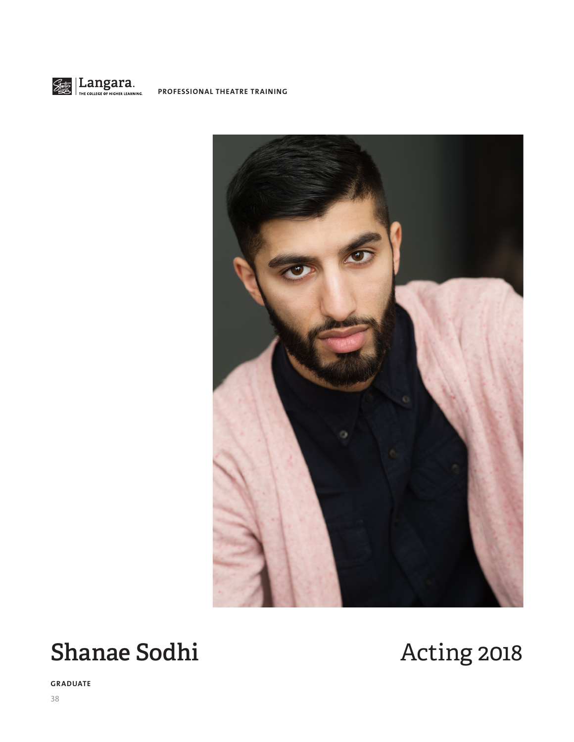Langara. THE COLLEGE OF HIGHER LEARNING. PROFESSIONAL THEATRE TRAINING

# Shanae Sodhi

Acting 2018

**GRADUATE**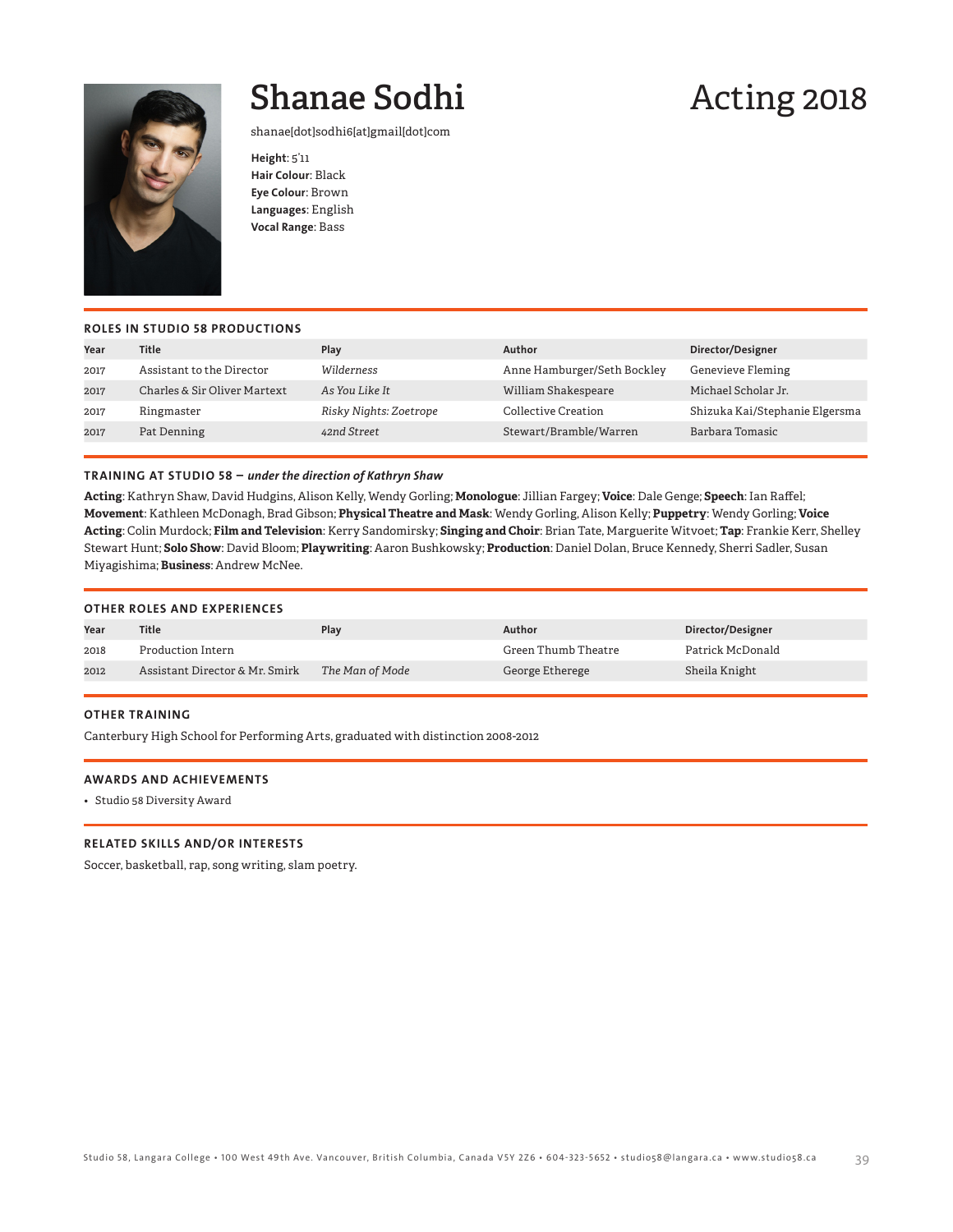# Shanae Sodhi

# Acting 2018

shanae[dot]sodhi6[at]gmail[dot]com

**Height**: 5'11
**Hair Colour**: Black
**Eye Colour**: Brown
**Languages**: English
**Vocal Range**: Bass

## ROLES IN STUDIO 58 PRODUCTIONS

| Year | Title | Play | Author | Director/Designer |
|---|---|---|---|---|
| 2017 | Assistant to the Director | *Wilderness* | Anne Hamburger/Seth Bockley | Genevieve Fleming |
| 2017 | Charles & Sir Oliver Martext | *As You Like It* | William Shakespeare | Michael Scholar Jr. |
| 2017 | Ringmaster | *Risky Nights: Zoetrope* | Collective Creation | Shizuka Kai/Stephanie Elgersma |
| 2017 | Pat Denning | *42nd Street* | Stewart/Bramble/Warren | Barbara Tomasic |

## TRAINING AT STUDIO 58 – *under the direction of Kathryn Shaw*

**Acting**: Kathryn Shaw, David Hudgins, Alison Kelly, Wendy Gorling; **Monologue**: Jillian Fargey; **Voice**: Dale Genge; **Speech**: Ian Raffel; **Movement**: Kathleen McDonagh, Brad Gibson; **Physical Theatre and Mask**: Wendy Gorling, Alison Kelly; **Puppetry**: Wendy Gorling; **Voice Acting**: Colin Murdock; **Film and Television**: Kerry Sandomirsky; **Singing and Choir**: Brian Tate, Marguerite Witvoet; **Tap**: Frankie Kerr, Shelley Stewart Hunt; **Solo Show**: David Bloom; **Playwriting**: Aaron Bushkowsky; **Production**: Daniel Dolan, Bruce Kennedy, Sherri Sadler, Susan Miyagishima; **Business**: Andrew McNee.

## OTHER ROLES AND EXPERIENCES

| Year | Title | Play | Author | Director/Designer |
|---|---|---|---|---|
| 2018 | Production Intern | | Green Thumb Theatre | Patrick McDonald |
| 2012 | Assistant Director & Mr. Smirk | *The Man of Mode* | George Etherege | Sheila Knight |

## OTHER TRAINING

Canterbury High School for Performing Arts, graduated with distinction 2008-2012

## AWARDS AND ACHIEVEMENTS

- Studio 58 Diversity Award

## RELATED SKILLS AND/OR INTERESTS

Soccer, basketball, rap, song writing, slam poetry.